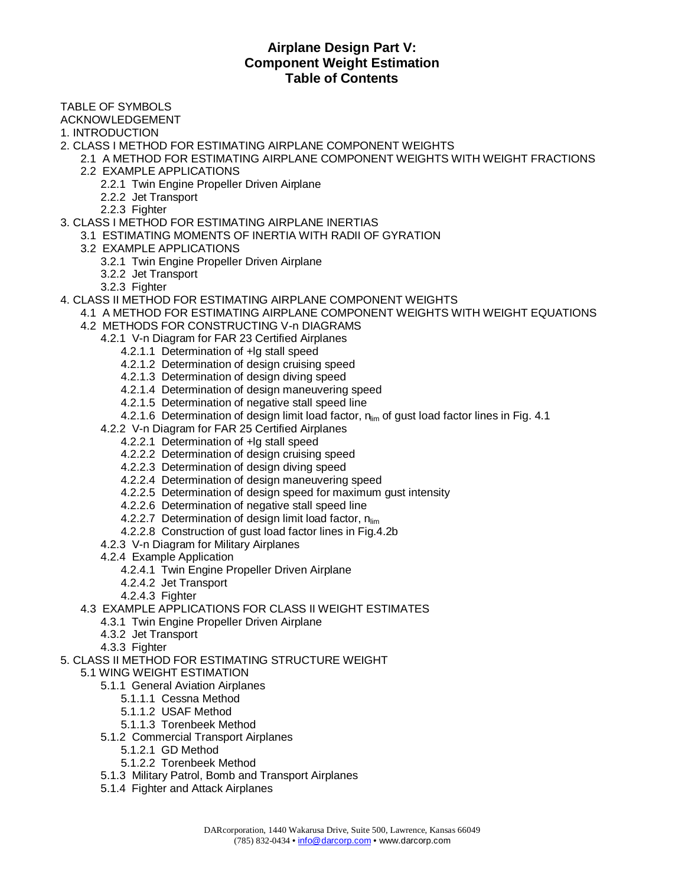# Airplane Design Part V: Component Weight Estimation Table of Contents

TABLE OF SYMBOLS
ACKNOWLEDGEMENT
1. INTRODUCTION
2. CLASS I METHOD FOR ESTIMATING AIRPLANE COMPONENT WEIGHTS
   - 2.1 A METHOD FOR ESTIMATING AIRPLANE COMPONENT WEIGHTS WITH WEIGHT FRACTIONS
   - 2.2 EXAMPLE APPLICATIONS
     - 2.2.1 Twin Engine Propeller Driven Airplane
     - 2.2.2 Jet Transport
     - 2.2.3 Fighter
3. CLASS I METHOD FOR ESTIMATING AIRPLANE INERTIAS
   - 3.1 ESTIMATING MOMENTS OF INERTIA WITH RADII OF GYRATION
   - 3.2 EXAMPLE APPLICATIONS
     - 3.2.1 Twin Engine Propeller Driven Airplane
     - 3.2.2 Jet Transport
     - 3.2.3 Fighter
4. CLASS II METHOD FOR ESTIMATING AIRPLANE COMPONENT WEIGHTS
   - 4.1 A METHOD FOR ESTIMATING AIRPLANE COMPONENT WEIGHTS WITH WEIGHT EQUATIONS
   - 4.2 METHODS FOR CONSTRUCTING V-n DIAGRAMS
     - 4.2.1 V-n Diagram for FAR 23 Certified Airplanes
       - 4.2.1.1 Determination of +lg stall speed
       - 4.2.1.2 Determination of design cruising speed
       - 4.2.1.3 Determination of design diving speed
       - 4.2.1.4 Determination of design maneuvering speed
       - 4.2.1.5 Determination of negative stall speed line
       - 4.2.1.6 Determination of design limit load factor, $n_{lim}$ of gust load factor lines in Fig. 4.1
     - 4.2.2 V-n Diagram for FAR 25 Certified Airplanes
       - 4.2.2.1 Determination of +lg stall speed
       - 4.2.2.2 Determination of design cruising speed
       - 4.2.2.3 Determination of design diving speed
       - 4.2.2.4 Determination of design maneuvering speed
       - 4.2.2.5 Determination of design speed for maximum gust intensity
       - 4.2.2.6 Determination of negative stall speed line
       - 4.2.2.7 Determination of design limit load factor, $n_{lim}$
       - 4.2.2.8 Construction of gust load factor lines in Fig.4.2b
     - 4.2.3 V-n Diagram for Military Airplanes
     - 4.2.4 Example Application
       - 4.2.4.1 Twin Engine Propeller Driven Airplane
       - 4.2.4.2 Jet Transport
       - 4.2.4.3 Fighter
   - 4.3 EXAMPLE APPLICATIONS FOR CLASS II WEIGHT ESTIMATES
     - 4.3.1 Twin Engine Propeller Driven Airplane
     - 4.3.2 Jet Transport
     - 4.3.3 Fighter
5. CLASS II METHOD FOR ESTIMATING STRUCTURE WEIGHT
   - 5.1 WING WEIGHT ESTIMATION
     - 5.1.1 General Aviation Airplanes
       - 5.1.1.1 Cessna Method
       - 5.1.1.2 USAF Method
       - 5.1.1.3 Torenbeek Method
     - 5.1.2 Commercial Transport Airplanes
       - 5.1.2.1 GD Method
       - 5.1.2.2 Torenbeek Method
     - 5.1.3 Military Patrol, Bomb and Transport Airplanes
     - 5.1.4 Fighter and Attack Airplanes

DARcorporation, 1440 Wakarusa Drive, Suite 500, Lawrence, Kansas 66049
(785) 832-0434 • info@darcorp.com • www.darcorp.com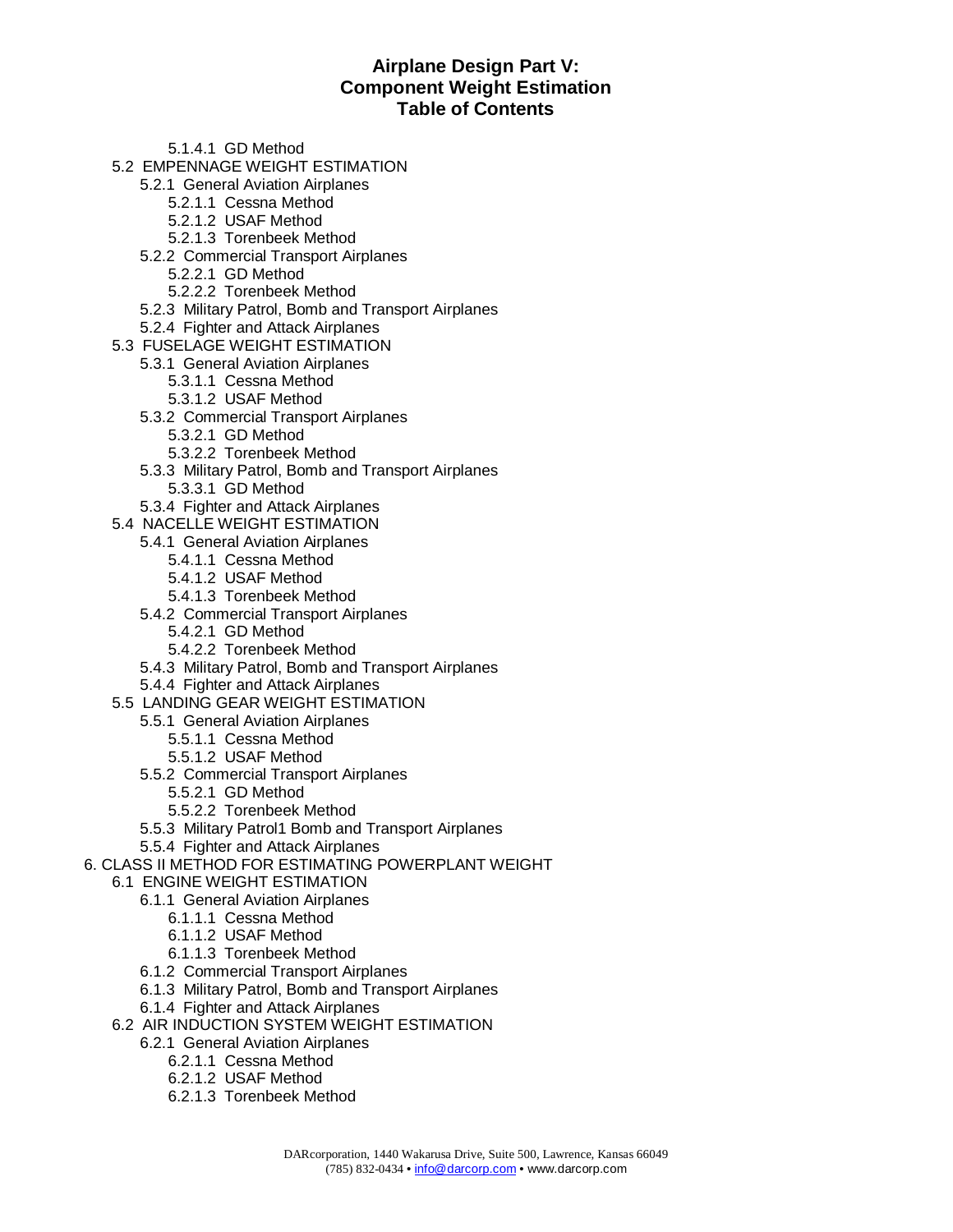# Airplane Design Part V: Component Weight Estimation Table of Contents

- 5.1.4.1 GD Method
- 5.2 EMPENNAGE WEIGHT ESTIMATION
  - 5.2.1 General Aviation Airplanes
    - 5.2.1.1 Cessna Method
    - 5.2.1.2 USAF Method
    - 5.2.1.3 Torenbeek Method
  - 5.2.2 Commercial Transport Airplanes
    - 5.2.2.1 GD Method
    - 5.2.2.2 Torenbeek Method
  - 5.2.3 Military Patrol, Bomb and Transport Airplanes
  - 5.2.4 Fighter and Attack Airplanes
- 5.3 FUSELAGE WEIGHT ESTIMATION
  - 5.3.1 General Aviation Airplanes
    - 5.3.1.1 Cessna Method
    - 5.3.1.2 USAF Method
  - 5.3.2 Commercial Transport Airplanes
    - 5.3.2.1 GD Method
    - 5.3.2.2 Torenbeek Method
  - 5.3.3 Military Patrol, Bomb and Transport Airplanes
    - 5.3.3.1 GD Method
  - 5.3.4 Fighter and Attack Airplanes
- 5.4 NACELLE WEIGHT ESTIMATION
  - 5.4.1 General Aviation Airplanes
    - 5.4.1.1 Cessna Method
    - 5.4.1.2 USAF Method
    - 5.4.1.3 Torenbeek Method
  - 5.4.2 Commercial Transport Airplanes
    - 5.4.2.1 GD Method
    - 5.4.2.2 Torenbeek Method
  - 5.4.3 Military Patrol, Bomb and Transport Airplanes
  - 5.4.4 Fighter and Attack Airplanes
- 5.5 LANDING GEAR WEIGHT ESTIMATION
  - 5.5.1 General Aviation Airplanes
    - 5.5.1.1 Cessna Method
    - 5.5.1.2 USAF Method
  - 5.5.2 Commercial Transport Airplanes
    - 5.5.2.1 GD Method
    - 5.5.2.2 Torenbeek Method
  - 5.5.3 Military Patrol1 Bomb and Transport Airplanes
  - 5.5.4 Fighter and Attack Airplanes

6. CLASS II METHOD FOR ESTIMATING POWERPLANT WEIGHT
- 6.1 ENGINE WEIGHT ESTIMATION
  - 6.1.1 General Aviation Airplanes
    - 6.1.1.1 Cessna Method
    - 6.1.1.2 USAF Method
    - 6.1.1.3 Torenbeek Method
  - 6.1.2 Commercial Transport Airplanes
  - 6.1.3 Military Patrol, Bomb and Transport Airplanes
  - 6.1.4 Fighter and Attack Airplanes
- 6.2 AIR INDUCTION SYSTEM WEIGHT ESTIMATION
  - 6.2.1 General Aviation Airplanes
    - 6.2.1.1 Cessna Method
    - 6.2.1.2 USAF Method
    - 6.2.1.3 Torenbeek Method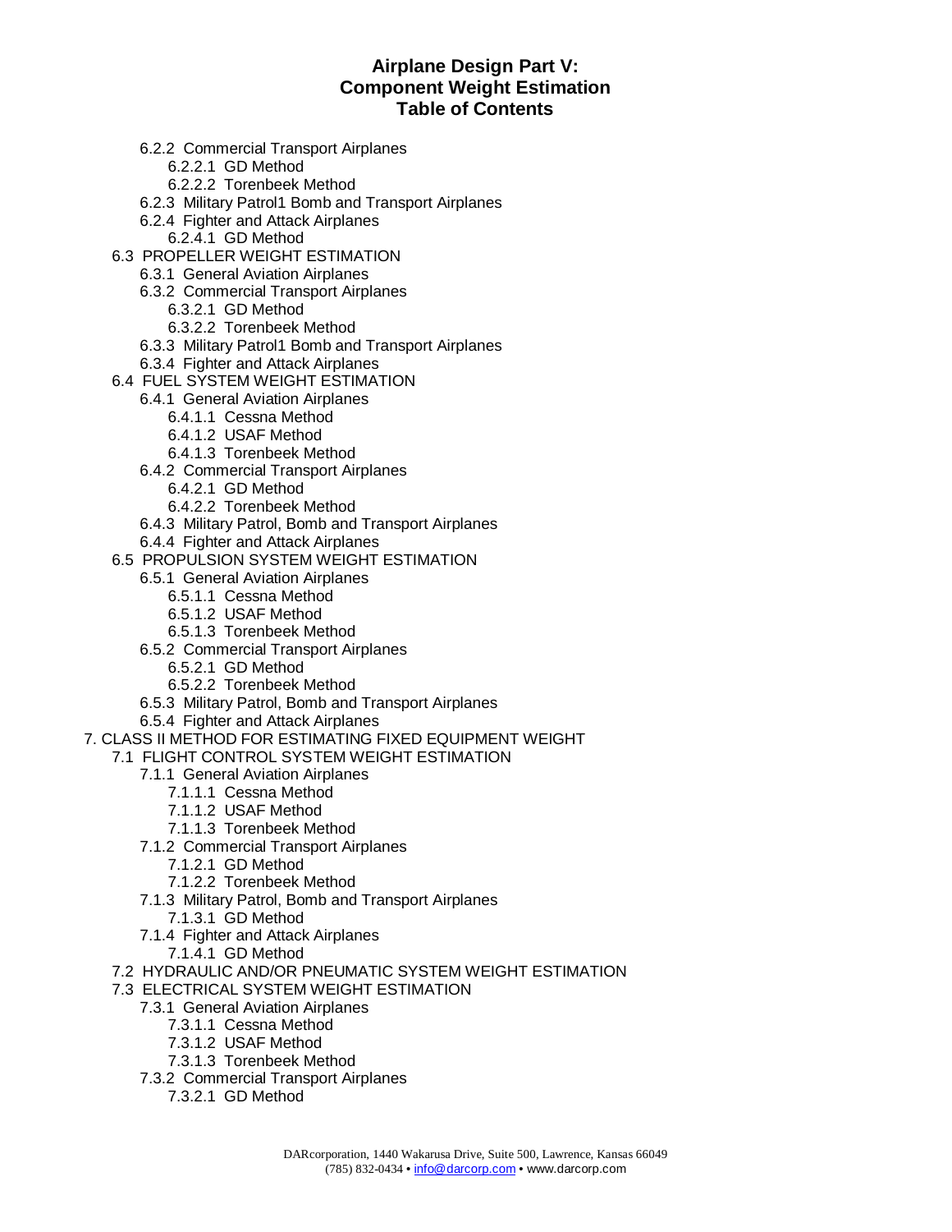# Airplane Design Part V: Component Weight Estimation Table of Contents

- 6.2.2 Commercial Transport Airplanes
  - 6.2.2.1 GD Method
  - 6.2.2.2 Torenbeek Method
- 6.2.3 Military Patrol1 Bomb and Transport Airplanes
- 6.2.4 Fighter and Attack Airplanes
  - 6.2.4.1 GD Method
- 6.3 PROPELLER WEIGHT ESTIMATION
  - 6.3.1 General Aviation Airplanes
  - 6.3.2 Commercial Transport Airplanes
    - 6.3.2.1 GD Method
    - 6.3.2.2 Torenbeek Method
  - 6.3.3 Military Patrol1 Bomb and Transport Airplanes
  - 6.3.4 Fighter and Attack Airplanes
- 6.4 FUEL SYSTEM WEIGHT ESTIMATION
  - 6.4.1 General Aviation Airplanes
    - 6.4.1.1 Cessna Method
    - 6.4.1.2 USAF Method
    - 6.4.1.3 Torenbeek Method
  - 6.4.2 Commercial Transport Airplanes
    - 6.4.2.1 GD Method
    - 6.4.2.2 Torenbeek Method
  - 6.4.3 Military Patrol, Bomb and Transport Airplanes
  - 6.4.4 Fighter and Attack Airplanes
- 6.5 PROPULSION SYSTEM WEIGHT ESTIMATION
  - 6.5.1 General Aviation Airplanes
    - 6.5.1.1 Cessna Method
    - 6.5.1.2 USAF Method
    - 6.5.1.3 Torenbeek Method
  - 6.5.2 Commercial Transport Airplanes
    - 6.5.2.1 GD Method
    - 6.5.2.2 Torenbeek Method
  - 6.5.3 Military Patrol, Bomb and Transport Airplanes
  - 6.5.4 Fighter and Attack Airplanes

7. CLASS II METHOD FOR ESTIMATING FIXED EQUIPMENT WEIGHT

- 7.1 FLIGHT CONTROL SYSTEM WEIGHT ESTIMATION
  - 7.1.1 General Aviation Airplanes
    - 7.1.1.1 Cessna Method
    - 7.1.1.2 USAF Method
    - 7.1.1.3 Torenbeek Method
  - 7.1.2 Commercial Transport Airplanes
    - 7.1.2.1 GD Method
    - 7.1.2.2 Torenbeek Method
  - 7.1.3 Military Patrol, Bomb and Transport Airplanes
    - 7.1.3.1 GD Method
  - 7.1.4 Fighter and Attack Airplanes
    - 7.1.4.1 GD Method
- 7.2 HYDRAULIC AND/OR PNEUMATIC SYSTEM WEIGHT ESTIMATION
- 7.3 ELECTRICAL SYSTEM WEIGHT ESTIMATION
  - 7.3.1 General Aviation Airplanes
    - 7.3.1.1 Cessna Method
    - 7.3.1.2 USAF Method
    - 7.3.1.3 Torenbeek Method
  - 7.3.2 Commercial Transport Airplanes
    - 7.3.2.1 GD Method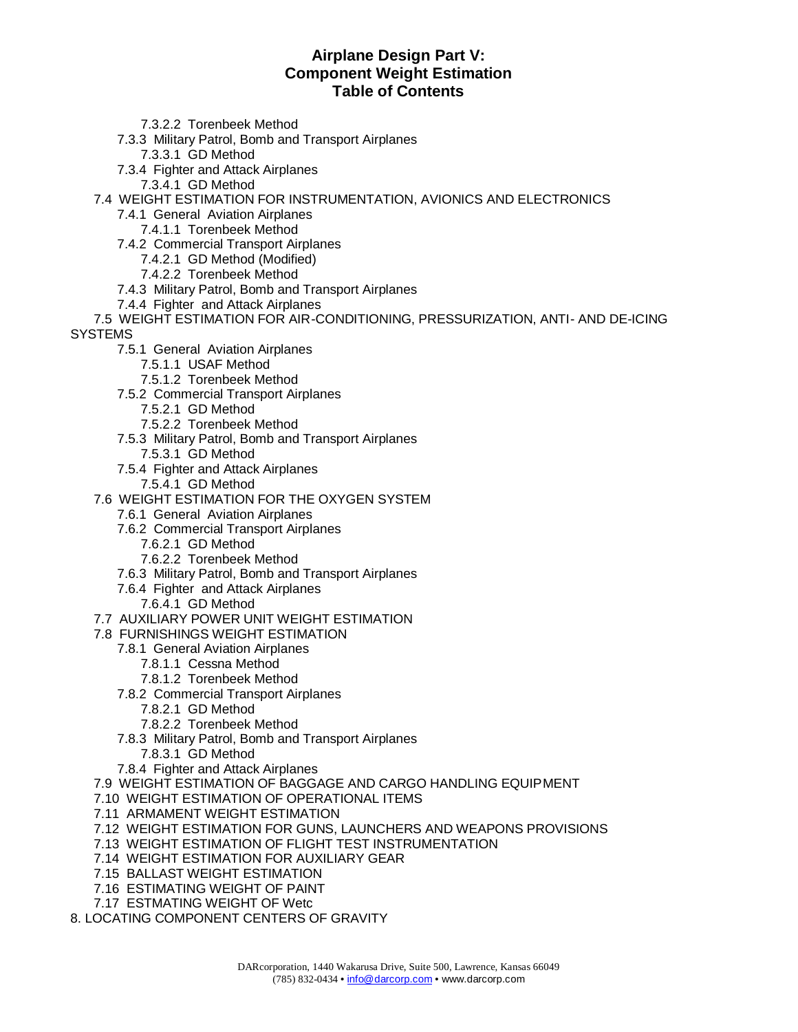# Airplane Design Part V: Component Weight Estimation Table of Contents

- 7.3.2.2 Torenbeek Method
- 7.3.3 Military Patrol, Bomb and Transport Airplanes
  - 7.3.3.1 GD Method
- 7.3.4 Fighter and Attack Airplanes
  - 7.3.4.1 GD Method
- 7.4 WEIGHT ESTIMATION FOR INSTRUMENTATION, AVIONICS AND ELECTRONICS
  - 7.4.1 General Aviation Airplanes
    - 7.4.1.1 Torenbeek Method
  - 7.4.2 Commercial Transport Airplanes
    - 7.4.2.1 GD Method (Modified)
    - 7.4.2.2 Torenbeek Method
  - 7.4.3 Military Patrol, Bomb and Transport Airplanes
  - 7.4.4 Fighter and Attack Airplanes
- 7.5 WEIGHT ESTIMATION FOR AIR-CONDITIONING, PRESSURIZATION, ANTI- AND DE-ICING SYSTEMS
  - 7.5.1 General Aviation Airplanes
    - 7.5.1.1 USAF Method
    - 7.5.1.2 Torenbeek Method
  - 7.5.2 Commercial Transport Airplanes
    - 7.5.2.1 GD Method
    - 7.5.2.2 Torenbeek Method
  - 7.5.3 Military Patrol, Bomb and Transport Airplanes
    - 7.5.3.1 GD Method
  - 7.5.4 Fighter and Attack Airplanes
    - 7.5.4.1 GD Method
- 7.6 WEIGHT ESTIMATION FOR THE OXYGEN SYSTEM
  - 7.6.1 General Aviation Airplanes
  - 7.6.2 Commercial Transport Airplanes
    - 7.6.2.1 GD Method
    - 7.6.2.2 Torenbeek Method
  - 7.6.3 Military Patrol, Bomb and Transport Airplanes
  - 7.6.4 Fighter and Attack Airplanes
    - 7.6.4.1 GD Method
- 7.7 AUXILIARY POWER UNIT WEIGHT ESTIMATION
- 7.8 FURNISHINGS WEIGHT ESTIMATION
  - 7.8.1 General Aviation Airplanes
    - 7.8.1.1 Cessna Method
    - 7.8.1.2 Torenbeek Method
  - 7.8.2 Commercial Transport Airplanes
    - 7.8.2.1 GD Method
    - 7.8.2.2 Torenbeek Method
  - 7.8.3 Military Patrol, Bomb and Transport Airplanes
    - 7.8.3.1 GD Method
  - 7.8.4 Fighter and Attack Airplanes
- 7.9 WEIGHT ESTIMATION OF BAGGAGE AND CARGO HANDLING EQUIPMENT
- 7.10 WEIGHT ESTIMATION OF OPERATIONAL ITEMS
- 7.11 ARMAMENT WEIGHT ESTIMATION
- 7.12 WEIGHT ESTIMATION FOR GUNS, LAUNCHERS AND WEAPONS PROVISIONS
- 7.13 WEIGHT ESTIMATION OF FLIGHT TEST INSTRUMENTATION
- 7.14 WEIGHT ESTIMATION FOR AUXILIARY GEAR
- 7.15 BALLAST WEIGHT ESTIMATION
- 7.16 ESTIMATING WEIGHT OF PAINT
- 7.17 ESTMATING WEIGHT OF Wetc

8. LOCATING COMPONENT CENTERS OF GRAVITY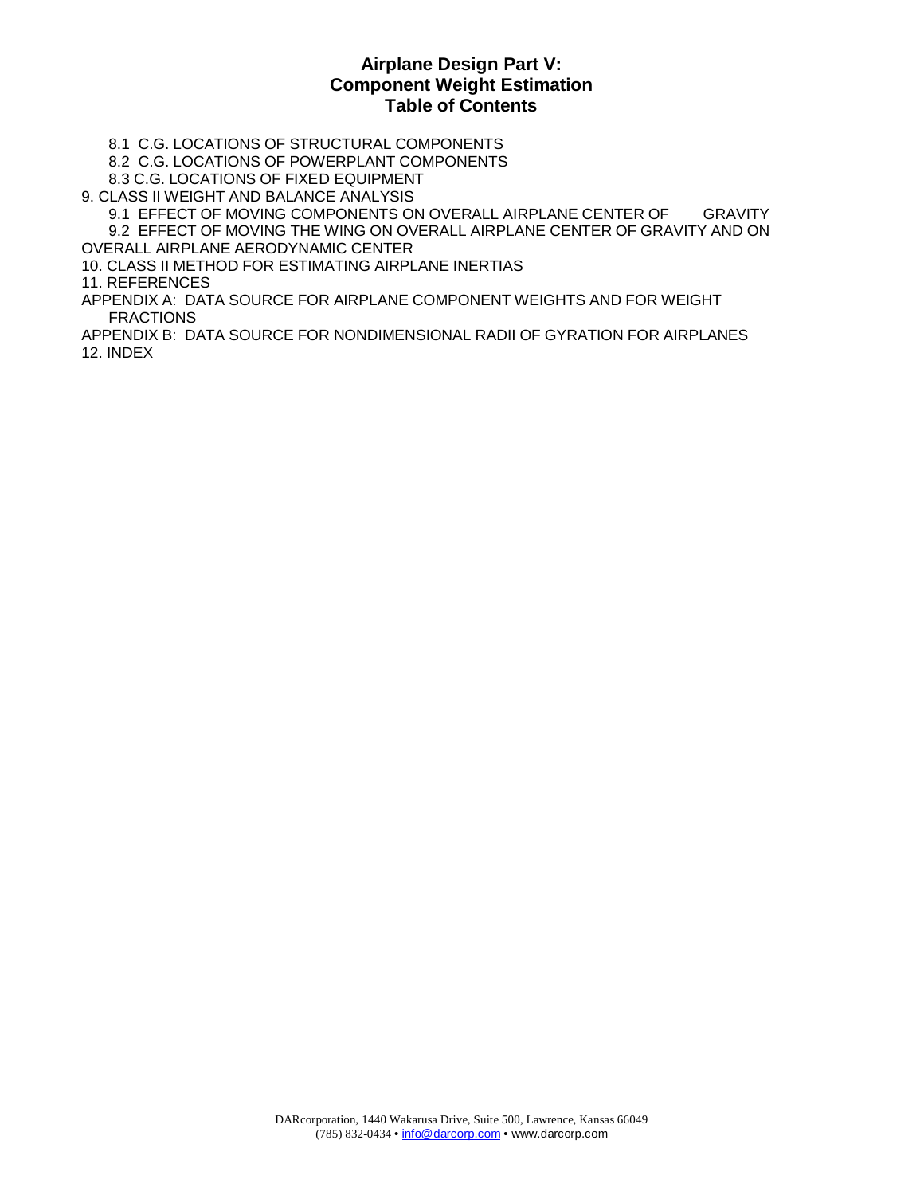# Airplane Design Part V: Component Weight Estimation Table of Contents

- 8.1 C.G. LOCATIONS OF STRUCTURAL COMPONENTS
- 8.2 C.G. LOCATIONS OF POWERPLANT COMPONENTS
- 8.3 C.G. LOCATIONS OF FIXED EQUIPMENT

9. CLASS II WEIGHT AND BALANCE ANALYSIS
   - 9.1 EFFECT OF MOVING COMPONENTS ON OVERALL AIRPLANE CENTER OF GRAVITY
   - 9.2 EFFECT OF MOVING THE WING ON OVERALL AIRPLANE CENTER OF GRAVITY AND ON OVERALL AIRPLANE AERODYNAMIC CENTER

10. CLASS II METHOD FOR ESTIMATING AIRPLANE INERTIAS

11. REFERENCES

APPENDIX A: DATA SOURCE FOR AIRPLANE COMPONENT WEIGHTS AND FOR WEIGHT FRACTIONS

APPENDIX B: DATA SOURCE FOR NONDIMENSIONAL RADII OF GYRATION FOR AIRPLANES

12. INDEX

DARcorporation, 1440 Wakarusa Drive, Suite 500, Lawrence, Kansas 66049
(785) 832-0434 • info@darcorp.com • www.darcorp.com